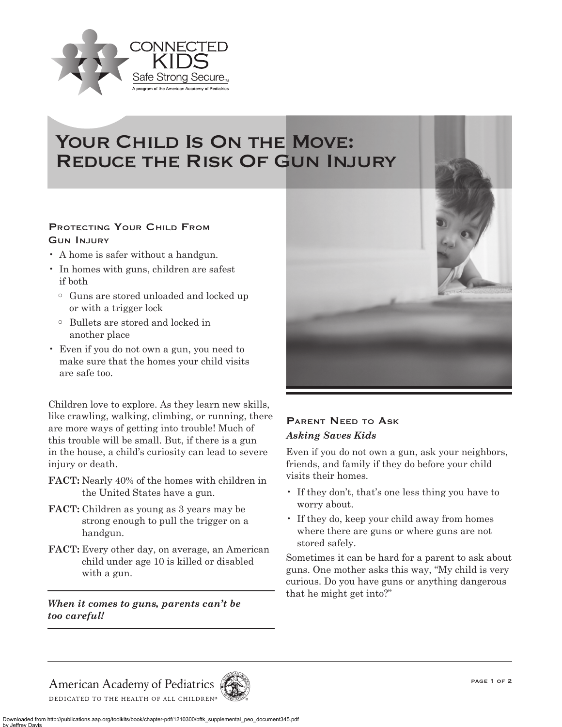# Your Child Is On the Move: Reduce the Risk Of Gun Injury

## Protecting Your Child From Gun Injury

- A home is safer without a handgun.
- In homes with guns, children are safest if both
  - Guns are stored unloaded and locked up or with a trigger lock
  - Bullets are stored and locked in another place
- Even if you do not own a gun, you need to make sure that the homes your child visits are safe too.

Children love to explore. As they learn new skills, like crawling, walking, climbing, or running, there are more ways of getting into trouble! Much of this trouble will be small. But, if there is a gun in the house, a child's curiosity can lead to severe injury or death.

**FACT:** Nearly 40% of the homes with children in the United States have a gun.

**FACT:** Children as young as 3 years may be strong enough to pull the trigger on a handgun.

**FACT:** Every other day, on average, an American child under age 10 is killed or disabled with a gun.

***When it comes to guns, parents can't be too careful!***

## Parent Need to Ask

***Asking Saves Kids***

Even if you do not own a gun, ask your neighbors, friends, and family if they do before your child visits their homes.

- If they don't, that's one less thing you have to worry about.
- If they do, keep your child away from homes where there are guns or where guns are not stored safely.

Sometimes it can be hard for a parent to ask about guns. One mother asks this way, "My child is very curious. Do you have guns or anything dangerous that he might get into?"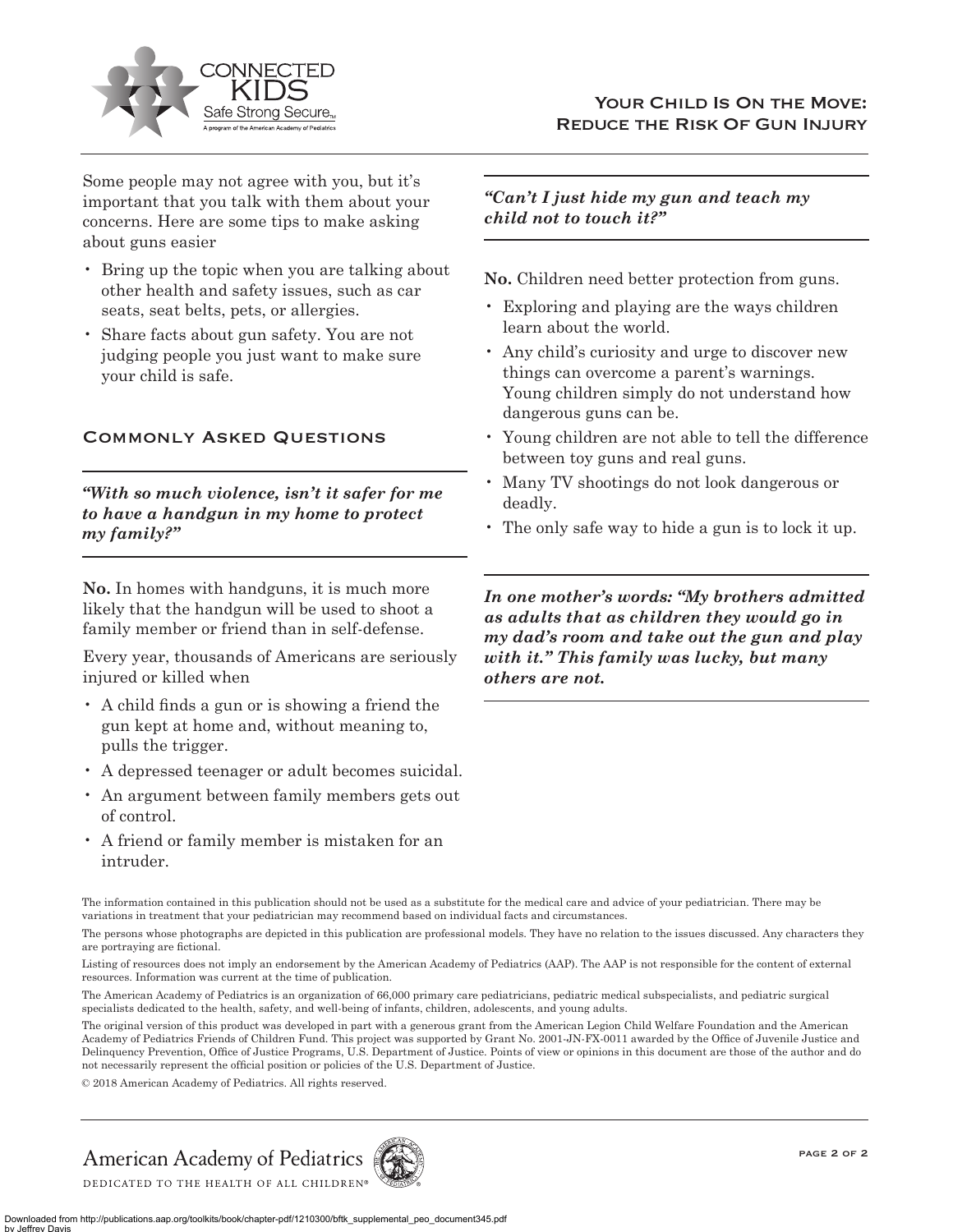Some people may not agree with you, but it's important that you talk with them about your concerns. Here are some tips to make asking about guns easier

- Bring up the topic when you are talking about other health and safety issues, such as car seats, seat belts, pets, or allergies.
- Share facts about gun safety. You are not judging people you just want to make sure your child is safe.

## Commonly Asked Questions

***"With so much violence, isn't it safer for me to have a handgun in my home to protect my family?"***

**No.** In homes with handguns, it is much more likely that the handgun will be used to shoot a family member or friend than in self-defense.

Every year, thousands of Americans are seriously injured or killed when

- A child finds a gun or is showing a friend the gun kept at home and, without meaning to, pulls the trigger.
- A depressed teenager or adult becomes suicidal.
- An argument between family members gets out of control.
- A friend or family member is mistaken for an intruder.

***"Can't I just hide my gun and teach my child not to touch it?"***

**No.** Children need better protection from guns.

- Exploring and playing are the ways children learn about the world.
- Any child's curiosity and urge to discover new things can overcome a parent's warnings. Young children simply do not understand how dangerous guns can be.
- Young children are not able to tell the difference between toy guns and real guns.
- Many TV shootings do not look dangerous or deadly.
- The only safe way to hide a gun is to lock it up.

***In one mother's words: "My brothers admitted as adults that as children they would go in my dad's room and take out the gun and play with it." This family was lucky, but many others are not.***

The information contained in this publication should not be used as a substitute for the medical care and advice of your pediatrician. There may be variations in treatment that your pediatrician may recommend based on individual facts and circumstances.

The persons whose photographs are depicted in this publication are professional models. They have no relation to the issues discussed. Any characters they are portraying are fictional.

Listing of resources does not imply an endorsement by the American Academy of Pediatrics (AAP). The AAP is not responsible for the content of external resources. Information was current at the time of publication.

The American Academy of Pediatrics is an organization of 66,000 primary care pediatricians, pediatric medical subspecialists, and pediatric surgical specialists dedicated to the health, safety, and well-being of infants, children, adolescents, and young adults.

The original version of this product was developed in part with a generous grant from the American Legion Child Welfare Foundation and the American Academy of Pediatrics Friends of Children Fund. This project was supported by Grant No. 2001-JN-FX-0011 awarded by the Office of Juvenile Justice and Delinquency Prevention, Office of Justice Programs, U.S. Department of Justice. Points of view or opinions in this document are those of the author and do not necessarily represent the official position or policies of the U.S. Department of Justice.

© 2018 American Academy of Pediatrics. All rights reserved.

American Academy of Pediatrics

DEDICATED TO THE HEALTH OF ALL CHILDREN®